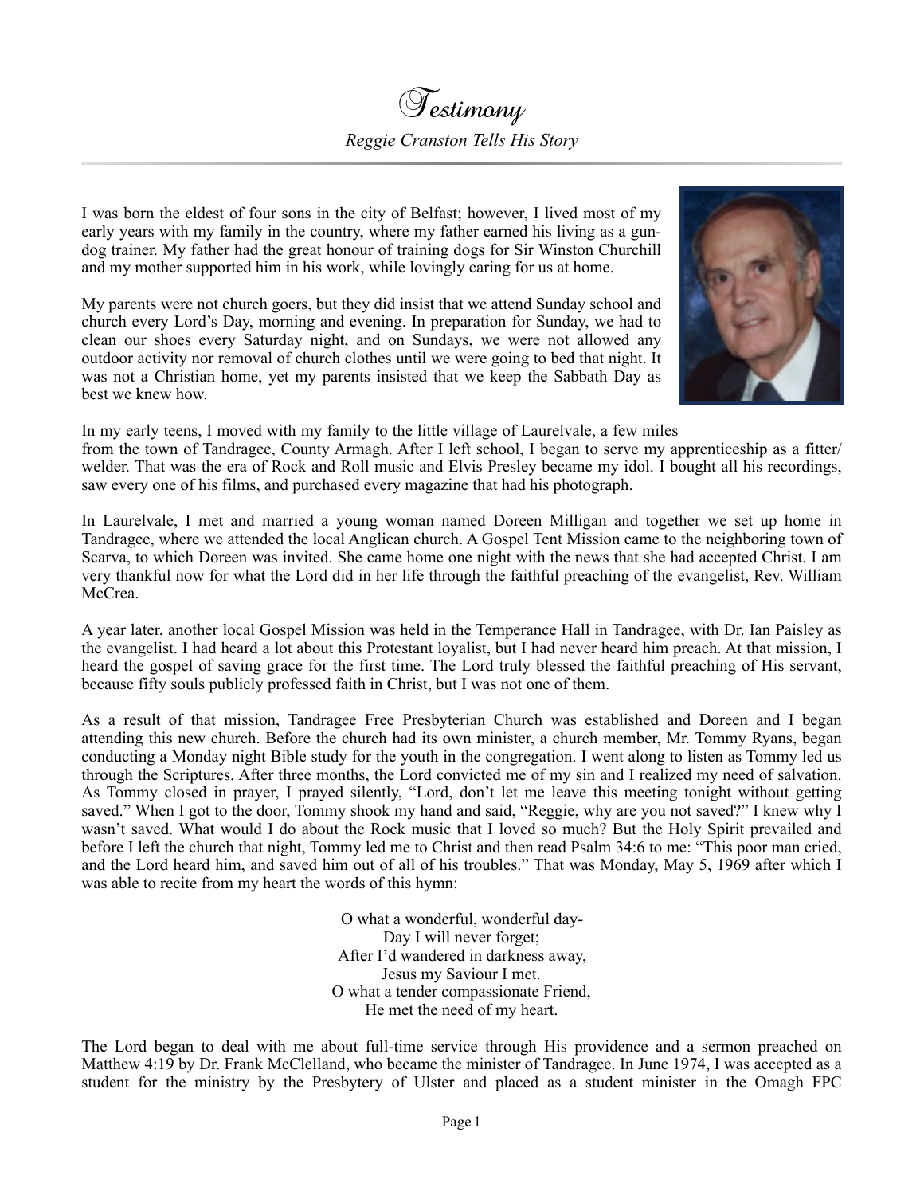# Testimony

*Reggie Cranston Tells His Story*

I was born the eldest of four sons in the city of Belfast; however, I lived most of my early years with my family in the country, where my father earned his living as a gun-dog trainer. My father had the great honour of training dogs for Sir Winston Churchill and my mother supported him in his work, while lovingly caring for us at home.

My parents were not church goers, but they did insist that we attend Sunday school and church every Lord's Day, morning and evening. In preparation for Sunday, we had to clean our shoes every Saturday night, and on Sundays, we were not allowed any outdoor activity nor removal of church clothes until we were going to bed that night. It was not a Christian home, yet my parents insisted that we keep the Sabbath Day as best we knew how.

In my early teens, I moved with my family to the little village of Laurelvale, a few miles from the town of Tandragee, County Armagh. After I left school, I began to serve my apprenticeship as a fitter/welder. That was the era of Rock and Roll music and Elvis Presley became my idol. I bought all his recordings, saw every one of his films, and purchased every magazine that had his photograph.

In Laurelvale, I met and married a young woman named Doreen Milligan and together we set up home in Tandragee, where we attended the local Anglican church. A Gospel Tent Mission came to the neighboring town of Scarva, to which Doreen was invited. She came home one night with the news that she had accepted Christ. I am very thankful now for what the Lord did in her life through the faithful preaching of the evangelist, Rev. William McCrea.

A year later, another local Gospel Mission was held in the Temperance Hall in Tandragee, with Dr. Ian Paisley as the evangelist. I had heard a lot about this Protestant loyalist, but I had never heard him preach. At that mission, I heard the gospel of saving grace for the first time. The Lord truly blessed the faithful preaching of His servant, because fifty souls publicly professed faith in Christ, but I was not one of them.

As a result of that mission, Tandragee Free Presbyterian Church was established and Doreen and I began attending this new church. Before the church had its own minister, a church member, Mr. Tommy Ryans, began conducting a Monday night Bible study for the youth in the congregation. I went along to listen as Tommy led us through the Scriptures. After three months, the Lord convicted me of my sin and I realized my need of salvation. As Tommy closed in prayer, I prayed silently, "Lord, don't let me leave this meeting tonight without getting saved." When I got to the door, Tommy shook my hand and said, "Reggie, why are you not saved?" I knew why I wasn't saved. What would I do about the Rock music that I loved so much? But the Holy Spirit prevailed and before I left the church that night, Tommy led me to Christ and then read Psalm 34:6 to me: "This poor man cried, and the Lord heard him, and saved him out of all of his troubles." That was Monday, May 5, 1969 after which I was able to recite from my heart the words of this hymn:

O what a wonderful, wonderful day-  
Day I will never forget;  
After I'd wandered in darkness away,  
Jesus my Saviour I met.  
O what a tender compassionate Friend,  
He met the need of my heart.

The Lord began to deal with me about full-time service through His providence and a sermon preached on Matthew 4:19 by Dr. Frank McClelland, who became the minister of Tandragee. In June 1974, I was accepted as a student for the ministry by the Presbytery of Ulster and placed as a student minister in the Omagh FPC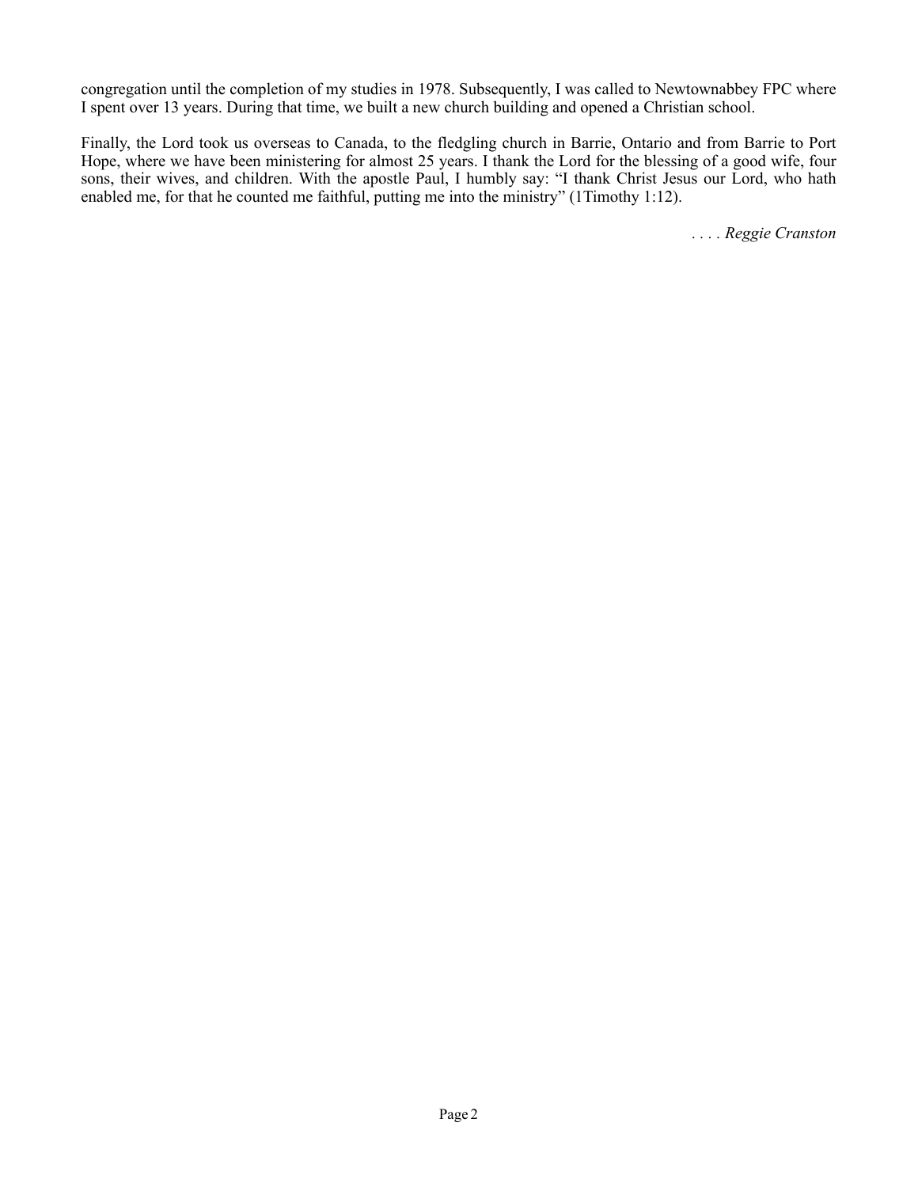congregation until the completion of my studies in 1978. Subsequently, I was called to Newtownabbey FPC where I spent over 13 years. During that time, we built a new church building and opened a Christian school.

Finally, the Lord took us overseas to Canada, to the fledgling church in Barrie, Ontario and from Barrie to Port Hope, where we have been ministering for almost 25 years. I thank the Lord for the blessing of a good wife, four sons, their wives, and children. With the apostle Paul, I humbly say: "I thank Christ Jesus our Lord, who hath enabled me, for that he counted me faithful, putting me into the ministry" (1Timothy 1:12).

. . . . *Reggie Cranston*